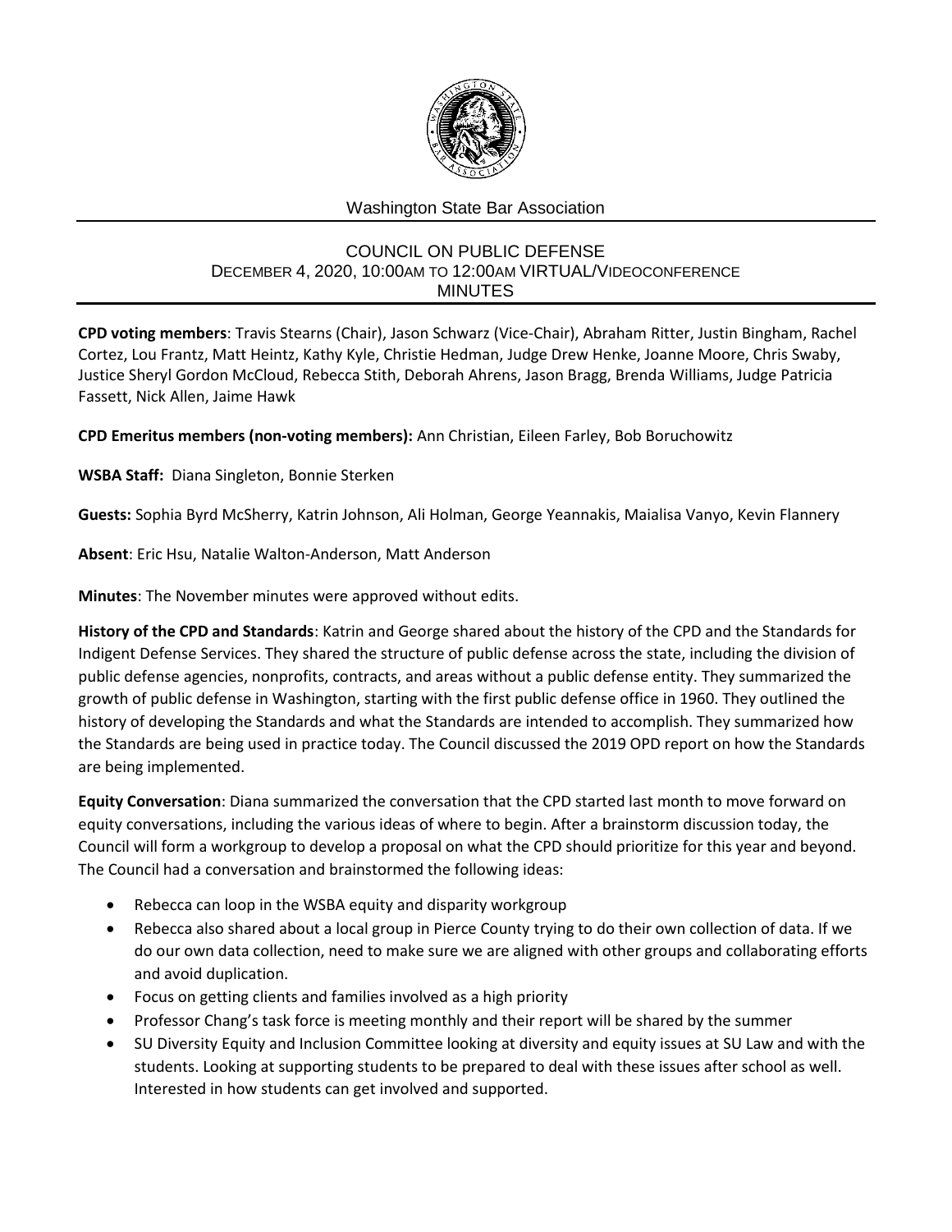Washington State Bar Association

# COUNCIL ON PUBLIC DEFENSE
DECEMBER 4, 2020, 10:00AM TO 12:00AM VIRTUAL/VIDEOCONFERENCE
MINUTES

**CPD voting members**: Travis Stearns (Chair), Jason Schwarz (Vice-Chair), Abraham Ritter, Justin Bingham, Rachel Cortez, Lou Frantz, Matt Heintz, Kathy Kyle, Christie Hedman, Judge Drew Henke, Joanne Moore, Chris Swaby, Justice Sheryl Gordon McCloud, Rebecca Stith, Deborah Ahrens, Jason Bragg, Brenda Williams, Judge Patricia Fassett, Nick Allen, Jaime Hawk

**CPD Emeritus members (non-voting members):** Ann Christian, Eileen Farley, Bob Boruchowitz

**WSBA Staff:** Diana Singleton, Bonnie Sterken

**Guests:** Sophia Byrd McSherry, Katrin Johnson, Ali Holman, George Yeannakis, Maialisa Vanyo, Kevin Flannery

**Absent**: Eric Hsu, Natalie Walton-Anderson, Matt Anderson

**Minutes**: The November minutes were approved without edits.

**History of the CPD and Standards**: Katrin and George shared about the history of the CPD and the Standards for Indigent Defense Services. They shared the structure of public defense across the state, including the division of public defense agencies, nonprofits, contracts, and areas without a public defense entity. They summarized the growth of public defense in Washington, starting with the first public defense office in 1960. They outlined the history of developing the Standards and what the Standards are intended to accomplish. They summarized how the Standards are being used in practice today. The Council discussed the 2019 OPD report on how the Standards are being implemented.

**Equity Conversation**: Diana summarized the conversation that the CPD started last month to move forward on equity conversations, including the various ideas of where to begin. After a brainstorm discussion today, the Council will form a workgroup to develop a proposal on what the CPD should prioritize for this year and beyond. The Council had a conversation and brainstormed the following ideas:

- Rebecca can loop in the WSBA equity and disparity workgroup
- Rebecca also shared about a local group in Pierce County trying to do their own collection of data. If we do our own data collection, need to make sure we are aligned with other groups and collaborating efforts and avoid duplication.
- Focus on getting clients and families involved as a high priority
- Professor Chang's task force is meeting monthly and their report will be shared by the summer
- SU Diversity Equity and Inclusion Committee looking at diversity and equity issues at SU Law and with the students. Looking at supporting students to be prepared to deal with these issues after school as well. Interested in how students can get involved and supported.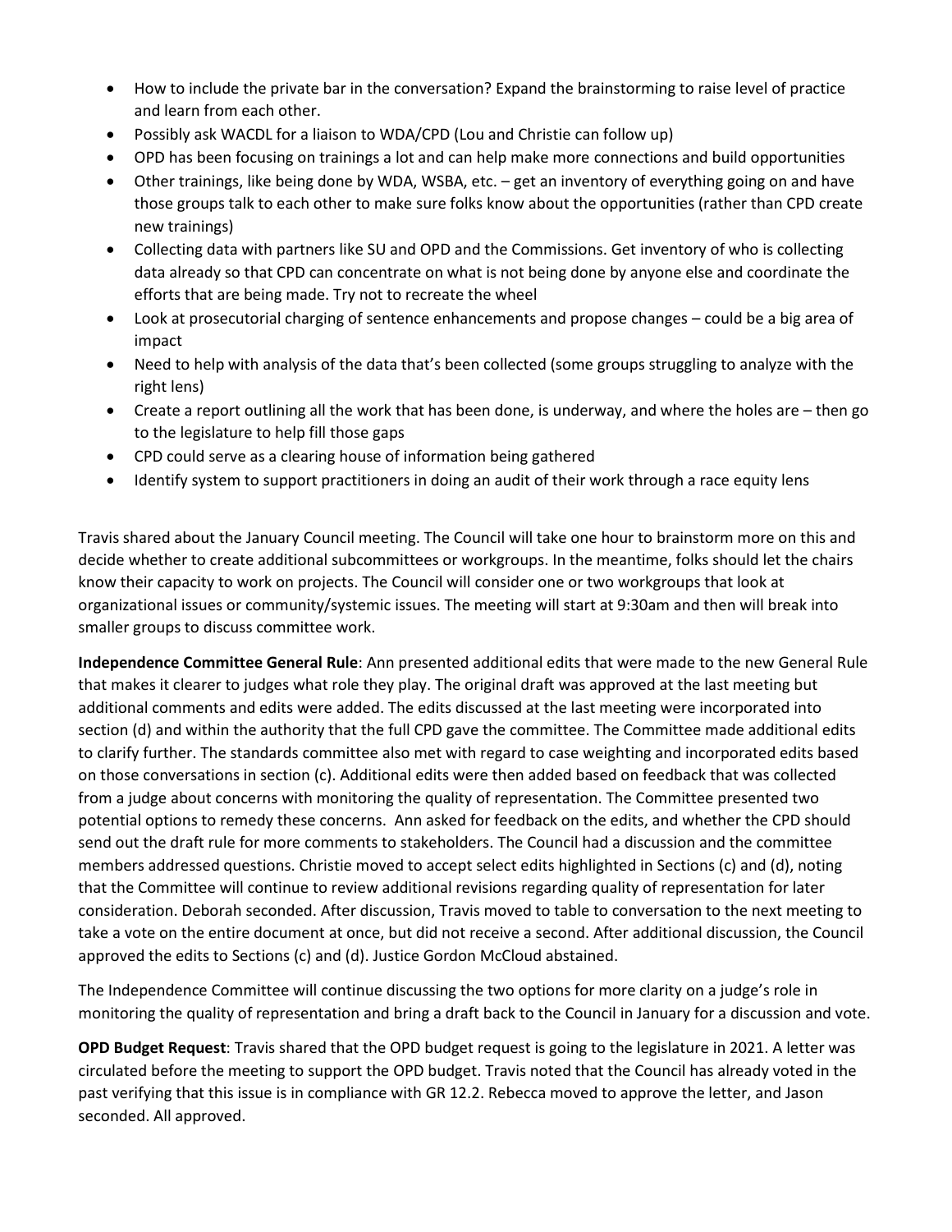- How to include the private bar in the conversation? Expand the brainstorming to raise level of practice and learn from each other.
- Possibly ask WACDL for a liaison to WDA/CPD (Lou and Christie can follow up)
- OPD has been focusing on trainings a lot and can help make more connections and build opportunities
- Other trainings, like being done by WDA, WSBA, etc. – get an inventory of everything going on and have those groups talk to each other to make sure folks know about the opportunities (rather than CPD create new trainings)
- Collecting data with partners like SU and OPD and the Commissions. Get inventory of who is collecting data already so that CPD can concentrate on what is not being done by anyone else and coordinate the efforts that are being made. Try not to recreate the wheel
- Look at prosecutorial charging of sentence enhancements and propose changes – could be a big area of impact
- Need to help with analysis of the data that's been collected (some groups struggling to analyze with the right lens)
- Create a report outlining all the work that has been done, is underway, and where the holes are – then go to the legislature to help fill those gaps
- CPD could serve as a clearing house of information being gathered
- Identify system to support practitioners in doing an audit of their work through a race equity lens

Travis shared about the January Council meeting. The Council will take one hour to brainstorm more on this and decide whether to create additional subcommittees or workgroups. In the meantime, folks should let the chairs know their capacity to work on projects. The Council will consider one or two workgroups that look at organizational issues or community/systemic issues. The meeting will start at 9:30am and then will break into smaller groups to discuss committee work.

**Independence Committee General Rule**: Ann presented additional edits that were made to the new General Rule that makes it clearer to judges what role they play. The original draft was approved at the last meeting but additional comments and edits were added. The edits discussed at the last meeting were incorporated into section (d) and within the authority that the full CPD gave the committee. The Committee made additional edits to clarify further. The standards committee also met with regard to case weighting and incorporated edits based on those conversations in section (c). Additional edits were then added based on feedback that was collected from a judge about concerns with monitoring the quality of representation. The Committee presented two potential options to remedy these concerns. Ann asked for feedback on the edits, and whether the CPD should send out the draft rule for more comments to stakeholders. The Council had a discussion and the committee members addressed questions. Christie moved to accept select edits highlighted in Sections (c) and (d), noting that the Committee will continue to review additional revisions regarding quality of representation for later consideration. Deborah seconded. After discussion, Travis moved to table to conversation to the next meeting to take a vote on the entire document at once, but did not receive a second. After additional discussion, the Council approved the edits to Sections (c) and (d). Justice Gordon McCloud abstained.

The Independence Committee will continue discussing the two options for more clarity on a judge's role in monitoring the quality of representation and bring a draft back to the Council in January for a discussion and vote.

**OPD Budget Request**: Travis shared that the OPD budget request is going to the legislature in 2021. A letter was circulated before the meeting to support the OPD budget. Travis noted that the Council has already voted in the past verifying that this issue is in compliance with GR 12.2. Rebecca moved to approve the letter, and Jason seconded. All approved.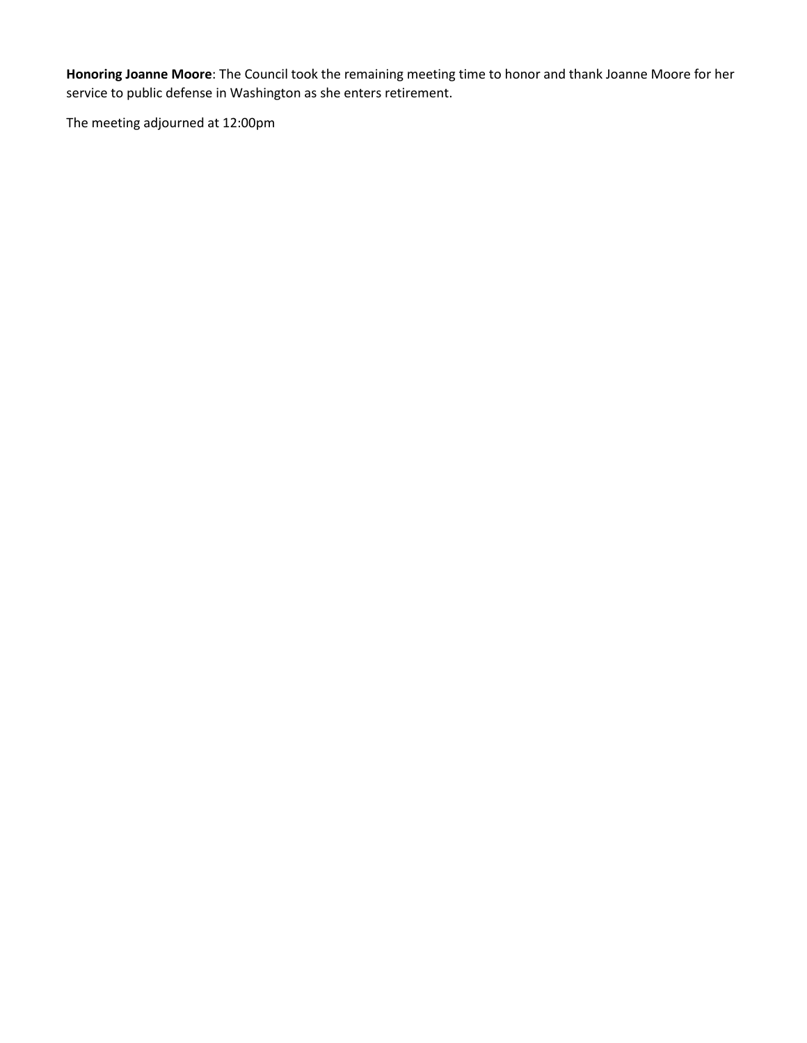**Honoring Joanne Moore**: The Council took the remaining meeting time to honor and thank Joanne Moore for her service to public defense in Washington as she enters retirement.

The meeting adjourned at 12:00pm